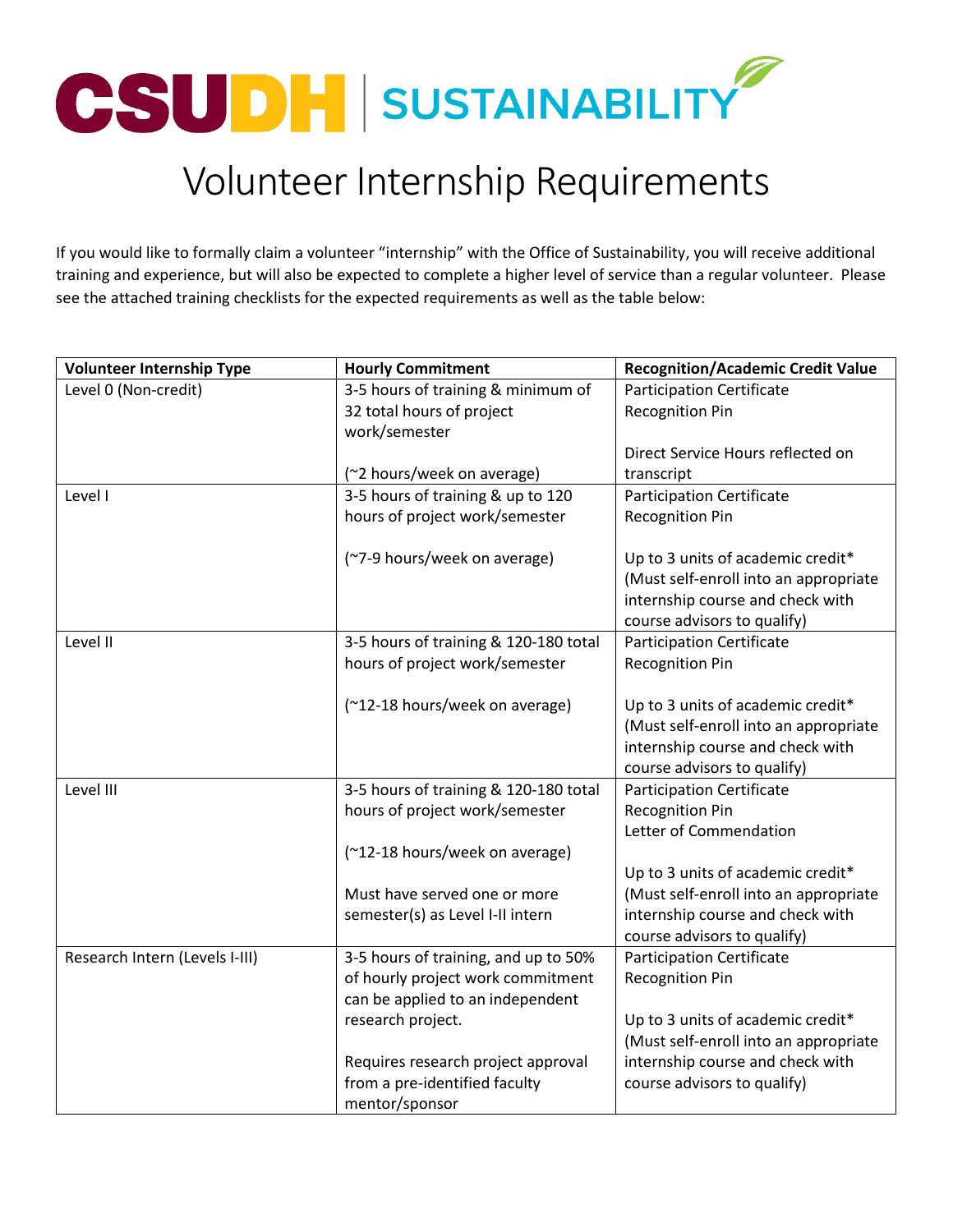CSUDH | SUSTAINABILITY

# Volunteer Internship Requirements

If you would like to formally claim a volunteer "internship" with the Office of Sustainability, you will receive additional training and experience, but will also be expected to complete a higher level of service than a regular volunteer. Please see the attached training checklists for the expected requirements as well as the table below:

| Volunteer Internship Type | Hourly Commitment | Recognition/Academic Credit Value |
|---|---|---|
| Level 0 (Non-credit) | 3-5 hours of training & minimum of 32 total hours of project work/semester<br><br>(~2 hours/week on average) | Participation Certificate<br>Recognition Pin<br><br>Direct Service Hours reflected on transcript |
| Level I | 3-5 hours of training & up to 120 hours of project work/semester<br><br>(~7-9 hours/week on average) | Participation Certificate<br>Recognition Pin<br><br>Up to 3 units of academic credit* (Must self-enroll into an appropriate internship course and check with course advisors to qualify) |
| Level II | 3-5 hours of training & 120-180 total hours of project work/semester<br><br>(~12-18 hours/week on average) | Participation Certificate<br>Recognition Pin<br><br>Up to 3 units of academic credit* (Must self-enroll into an appropriate internship course and check with course advisors to qualify) |
| Level III | 3-5 hours of training & 120-180 total hours of project work/semester<br><br>(~12-18 hours/week on average)<br><br>Must have served one or more semester(s) as Level I-II intern | Participation Certificate<br>Recognition Pin<br>Letter of Commendation<br><br>Up to 3 units of academic credit* (Must self-enroll into an appropriate internship course and check with course advisors to qualify) |
| Research Intern (Levels I-III) | 3-5 hours of training, and up to 50% of hourly project work commitment can be applied to an independent research project.<br><br>Requires research project approval from a pre-identified faculty mentor/sponsor | Participation Certificate<br>Recognition Pin<br><br>Up to 3 units of academic credit* (Must self-enroll into an appropriate internship course and check with course advisors to qualify) |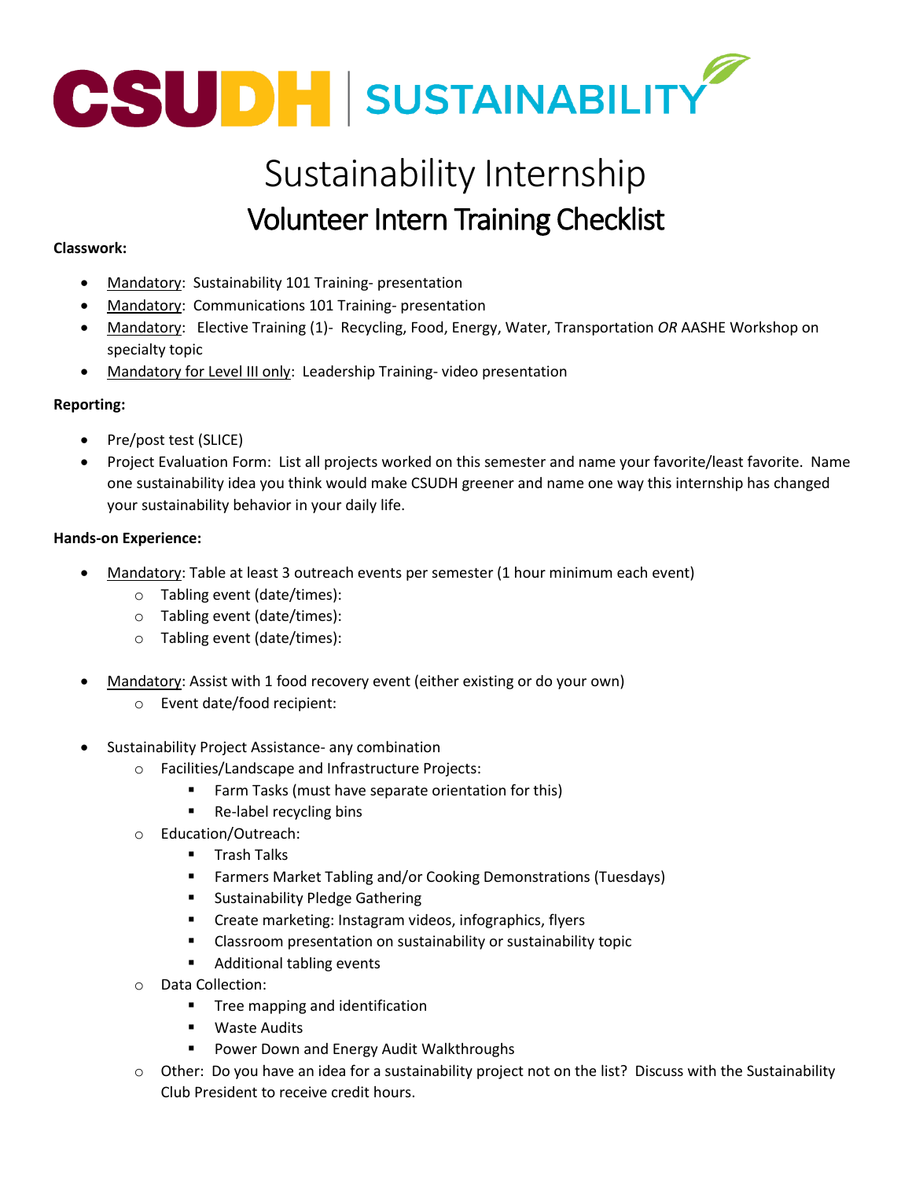# Sustainability Internship

## Volunteer Intern Training Checklist

**Classwork:**

- Mandatory: Sustainability 101 Training- presentation
- Mandatory: Communications 101 Training- presentation
- Mandatory: Elective Training (1)- Recycling, Food, Energy, Water, Transportation *OR* AASHE Workshop on specialty topic
- Mandatory for Level III only: Leadership Training- video presentation

**Reporting:**

- Pre/post test (SLICE)
- Project Evaluation Form: List all projects worked on this semester and name your favorite/least favorite. Name one sustainability idea you think would make CSUDH greener and name one way this internship has changed your sustainability behavior in your daily life.

**Hands-on Experience:**

- Mandatory: Table at least 3 outreach events per semester (1 hour minimum each event)
  - Tabling event (date/times):
  - Tabling event (date/times):
  - Tabling event (date/times):
- Mandatory: Assist with 1 food recovery event (either existing or do your own)
  - Event date/food recipient:
- Sustainability Project Assistance- any combination
  - Facilities/Landscape and Infrastructure Projects:
    - Farm Tasks (must have separate orientation for this)
    - Re-label recycling bins
  - Education/Outreach:
    - Trash Talks
    - Farmers Market Tabling and/or Cooking Demonstrations (Tuesdays)
    - Sustainability Pledge Gathering
    - Create marketing: Instagram videos, infographics, flyers
    - Classroom presentation on sustainability or sustainability topic
    - Additional tabling events
  - Data Collection:
    - Tree mapping and identification
    - Waste Audits
    - Power Down and Energy Audit Walkthroughs
  - Other: Do you have an idea for a sustainability project not on the list? Discuss with the Sustainability Club President to receive credit hours.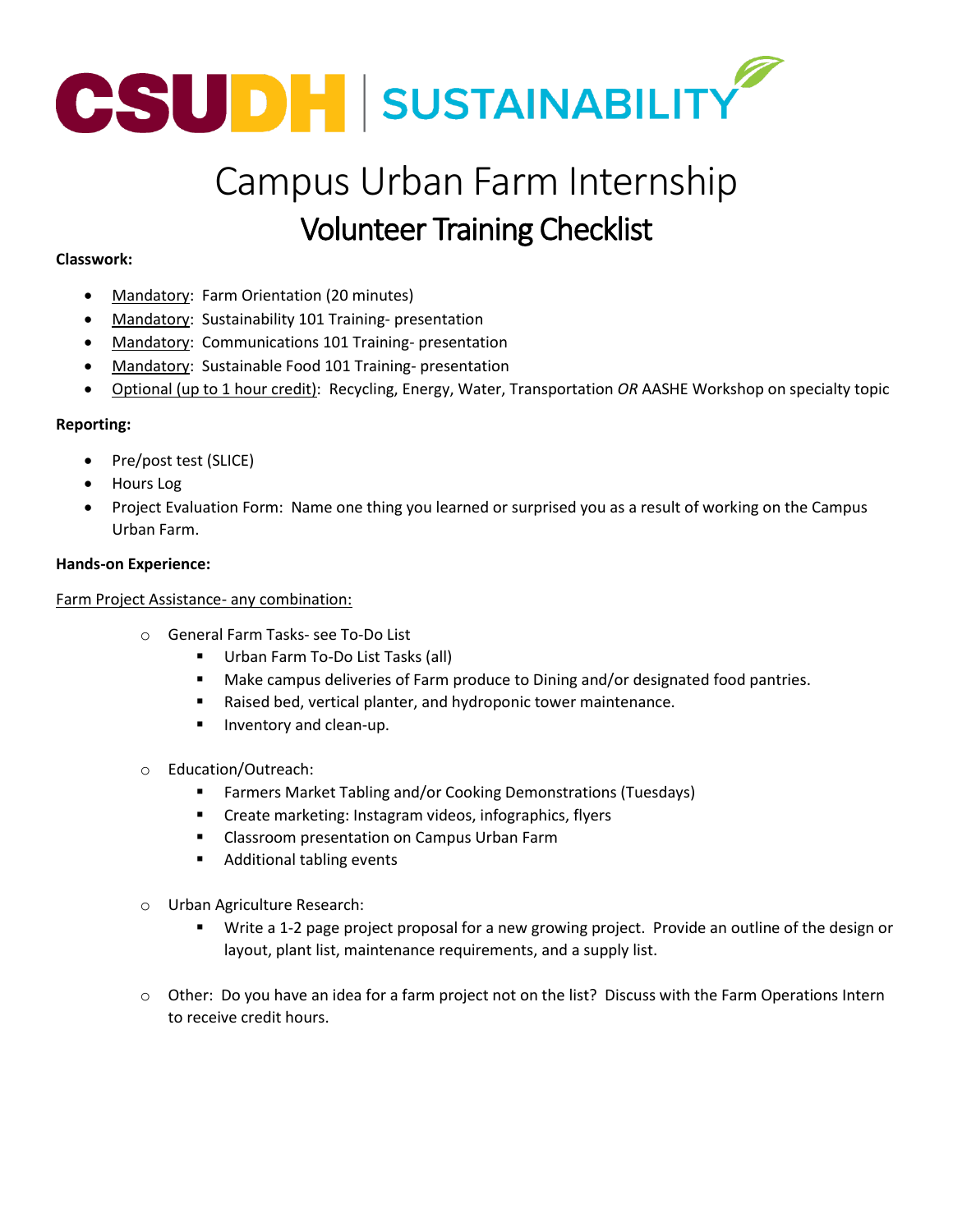CSUDH | SUSTAINABILITY

# Campus Urban Farm Internship

## Volunteer Training Checklist

**Classwork:**

- Mandatory: Farm Orientation (20 minutes)
- Mandatory: Sustainability 101 Training- presentation
- Mandatory: Communications 101 Training- presentation
- Mandatory: Sustainable Food 101 Training- presentation
- Optional (up to 1 hour credit): Recycling, Energy, Water, Transportation *OR* AASHE Workshop on specialty topic

**Reporting:**

- Pre/post test (SLICE)
- Hours Log
- Project Evaluation Form: Name one thing you learned or surprised you as a result of working on the Campus Urban Farm.

**Hands-on Experience:**

Farm Project Assistance- any combination:

- General Farm Tasks- see To-Do List
  - Urban Farm To-Do List Tasks (all)
  - Make campus deliveries of Farm produce to Dining and/or designated food pantries.
  - Raised bed, vertical planter, and hydroponic tower maintenance.
  - Inventory and clean-up.
- Education/Outreach:
  - Farmers Market Tabling and/or Cooking Demonstrations (Tuesdays)
  - Create marketing: Instagram videos, infographics, flyers
  - Classroom presentation on Campus Urban Farm
  - Additional tabling events
- Urban Agriculture Research:
  - Write a 1-2 page project proposal for a new growing project. Provide an outline of the design or layout, plant list, maintenance requirements, and a supply list.
- Other: Do you have an idea for a farm project not on the list? Discuss with the Farm Operations Intern to receive credit hours.